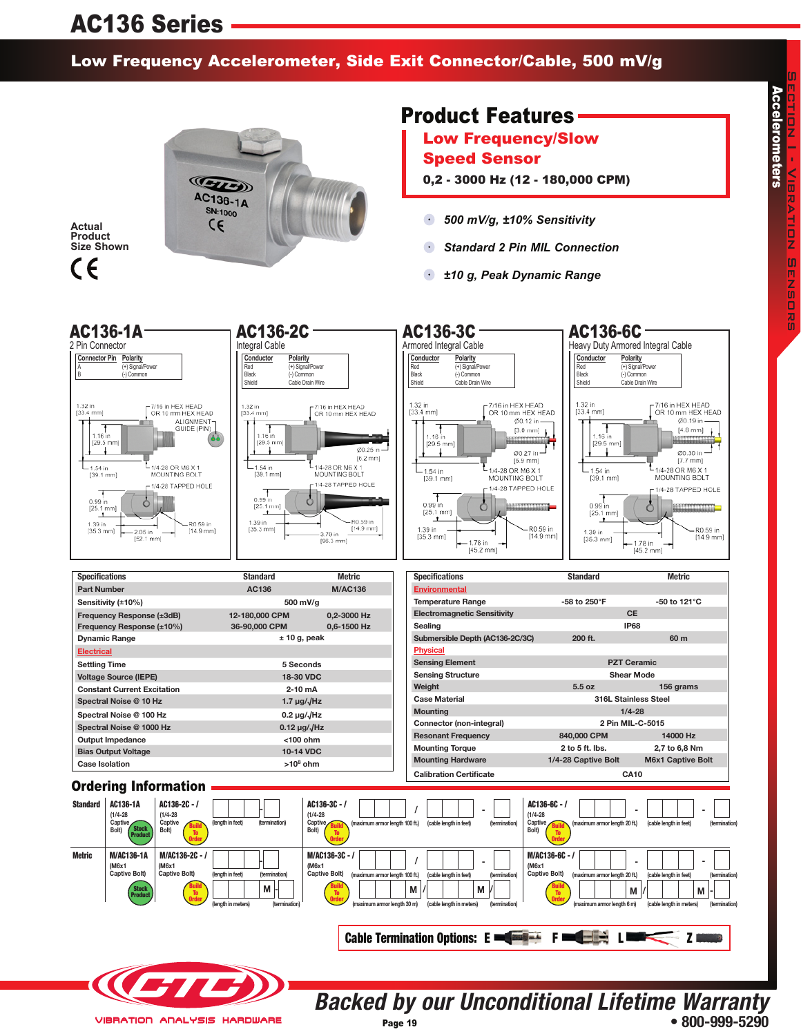# AC136 Series

## Low Frequency Accelerometer, Side Exit Connector/Cable, 500 mV/g

Actual Product Size Shown

## Product Features

**Low Frequency/Slow Speed Sensor**

**0,2 - 3000 Hz (12 - 180,000 CPM)**

- *500 mV/g, ±10% Sensitivity*
- *Standard 2 Pin MIL Connection*
- *±10 g, Peak Dynamic Range*

### AC136-1A
2 Pin Connector

| Connector Pin | Polarity |
|---|---|
| A | (+) Signal/Power |
| B | (-) Common |

### AC136-2C
Integral Cable

| Conductor | Polarity |
|---|---|
| Red | (+) Signal/Power |
| Black | (-) Common |
| Shield | Cable Drain Wire |

### AC136-3C
Armored Integral Cable

| Conductor | Polarity |
|---|---|
| Red | (+) Signal/Power |
| Black | (-) Common |
| Shield | Cable Drain Wire |

### AC136-6C
Heavy Duty Armored Integral Cable

| Conductor | Polarity |
|---|---|
| Red | (+) Signal/Power |
| Black | (-) Common |
| Shield | Cable Drain Wire |

| Specifications | Standard | Metric |
|---|---|---|
| Part Number | AC136 | M/AC136 |
| Sensitivity (±10%) | 500 mV/g | |
| Frequency Response (±3dB) | 12-180,000 CPM | 0,2-3000 Hz |
| Frequency Response (±10%) | 36-90,000 CPM | 0,6-1500 Hz |
| Dynamic Range | ± 10 g, peak | |
| **Electrical** | | |
| Settling Time | 5 Seconds | |
| Voltage Source (IEPE) | 18-30 VDC | |
| Constant Current Excitation | 2-10 mA | |
| Spectral Noise @ 10 Hz | 1.7 μg/√Hz | |
| Spectral Noise @ 100 Hz | 0.2 μg/√Hz | |
| Spectral Noise @ 1000 Hz | 0.12 μg/√Hz | |
| Output Impedance | <100 ohm | |
| Bias Output Voltage | 10-14 VDC | |
| Case Isolation | >10[8] ohm | |

| Specifications | Standard | Metric |
|---|---|---|
| **Environmental** | | |
| Temperature Range | -58 to 250°F | -50 to 121°C |
| Electromagnetic Sensitivity | CE | |
| Sealing | IP68 | |
| Submersible Depth (AC136-2C/3C) | 200 ft. | 60 m |
| **Physical** | | |
| Sensing Element | PZT Ceramic | |
| Sensing Structure | Shear Mode | |
| Weight | 5.5 oz | 156 grams |
| Case Material | 316L Stainless Steel | |
| Mounting | 1/4-28 | |
| Connector (non-integral) | 2 Pin MIL-C-5015 | |
| Resonant Frequency | 840,000 CPM | 14000 Hz |
| Mounting Torque | 2 to 5 ft. lbs. | 2,7 to 6,8 Nm |
| Mounting Hardware | 1/4-28 Captive Bolt | M6x1 Captive Bolt |
| Calibration Certificate | CA10 | |

## Ordering Information

| | AC136-1A | AC136-2C | AC136-3C | AC136-6C |
|---|---|---|---|---|
| **Standard** | AC136-1A (1/4-28 Captive Bolt) – Stock Product | AC136-2C - / ___ - ___ (length in feet) (termination) (1/4-28 Captive Bolt) – Build To Order | AC136-3C - / ___ / ___ - ___ (maximum armor length 100 ft.) (cable length in feet) (termination) (1/4-28 Captive Bolt) – Build To Order | AC136-6C - / ___ / ___ - ___ (maximum armor length 20 ft.) (cable length in feet) (termination) (1/4-28 Captive Bolt) – Build To Order |
| **Metric** | M/AC136-1A (M6x1 Captive Bolt) – Stock Product | M/AC136-2C - / ___ - ___ (length in feet) (termination); ___ M - ___ (length in meters) (termination) (M6x1 Captive Bolt) – Build To Order | M/AC136-3C - / ___ / ___ - ___ (maximum armor length 100 ft.) (cable length in feet) (termination); ___ M / ___ M - ___ (maximum armor length 30 m) (cable length in meters) (termination) (M6x1 Captive Bolt) – Build To Order | M/AC136-6C - / ___ / ___ - ___ (maximum armor length 20 ft.) (cable length in feet) (termination); ___ M / ___ M - ___ (maximum armor length 6 m) (cable length in meters) (termination) (M6x1 Captive Bolt) – Build To Order |

**Cable Termination Options: E F L Z**

*Backed by our Unconditional Lifetime Warranty*

• 800-999-5290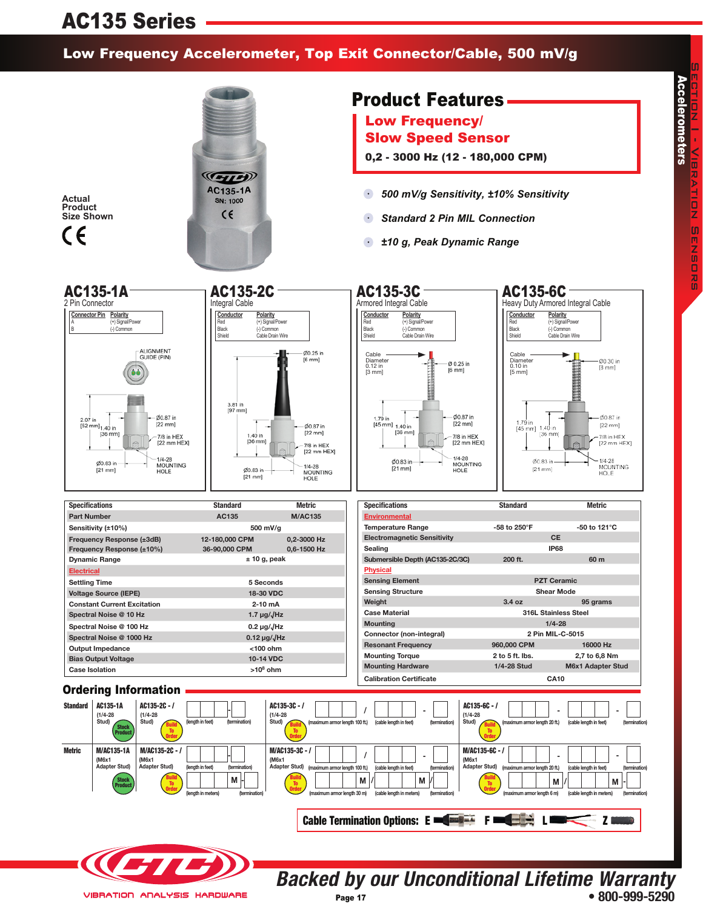# AC135 Series

## Low Frequency Accelerometer, Top Exit Connector/Cable, 500 mV/g

Actual Product Size Shown

## Product Features

**Low Frequency/ Slow Speed Sensor**

**0,2 - 3000 Hz (12 - 180,000 CPM)**

- *500 mV/g Sensitivity, ±10% Sensitivity*
- *Standard 2 Pin MIL Connection*
- *±10 g, Peak Dynamic Range*

### AC135-1A
2 Pin Connector

| Connector Pin | Polarity |
|---|---|
| A | (+) Signal/Power |
| B | (-) Common |

ALIGNMENT GUIDE (PIN)

2.07 in [52 mm]; 1.40 in [36 mm]; Ø0.87 in [22 mm]; 7/8 in HEX [22 mm HEX]; Ø0.83 in [21 mm]; 1/4-28 MOUNTING HOLE

### AC135-2C
Integral Cable

| Conductor | Polarity |
|---|---|
| Red | (+) Signal/Power |
| Black | (-) Common |
| Shield | Cable Drain Wire |

Ø0.25 in [6 mm]; 3.81 in [97 mm]; 1.40 in [36 mm]; Ø0.87 in [22 mm]; 7/8 in HEX [22 mm HEX]; Ø0.83 in [21 mm]; 1/4-28 MOUNTING HOLE

### AC135-3C
Armored Integral Cable

| Conductor | Polarity |
|---|---|
| Red | (+) Signal/Power |
| Black | (-) Common |
| Shield | Cable Drain Wire |

Cable Diameter 0.12 in [3 mm]; Ø 0.25 in [6 mm]; 1.79 in [45 mm]; 1.40 in [36 mm]; Ø0.87 in [22 mm]; 7/8 in HEX [22 mm HEX]; Ø0.83 in [21 mm]; 1/4-28 MOUNTING HOLE

### AC135-6C
Heavy Duty Armored Integral Cable

| Conductor | Polarity |
|---|---|
| Red | (+) Signal/Power |
| Black | (-) Common |
| Shield | Cable Drain Wire |

Cable Diameter 0.10 in [5 mm]; Ø0.30 in [8 mm]; 1.79 in [45 mm]; 1.40 in [36 mm]; Ø0.87 in [22 mm]; 7/8 in HEX [22 mm HEX]; Ø0.83 in [21 mm]; 1/4-28 MOUNTING HOLE

| Specifications | Standard | Metric |
|---|---|---|
| Part Number | AC135 | M/AC135 |
| Sensitivity (±10%) | 500 mV/g | |
| Frequency Response (±3dB) | 12-180,000 CPM | 0,2-3000 Hz |
| Frequency Response (±10%) | 36-90,000 CPM | 0,6-1500 Hz |
| Dynamic Range | ± 10 g, peak | |
| **Electrical** | | |
| Settling Time | 5 Seconds | |
| Voltage Source (IEPE) | 18-30 VDC | |
| Constant Current Excitation | 2-10 mA | |
| Spectral Noise @ 10 Hz | 1.7 µg/√Hz | |
| Spectral Noise @ 100 Hz | 0.2 µg/√Hz | |
| Spectral Noise @ 1000 Hz | 0.12 µg/√Hz | |
| Output Impedance | <100 ohm | |
| Bias Output Voltage | 10-14 VDC | |
| Case Isolation | >10[8] ohm | |

| Specifications | Standard | Metric |
|---|---|---|
| **Environmental** | | |
| Temperature Range | -58 to 250°F | -50 to 121°C |
| Electromagnetic Sensitivity | CE | |
| Sealing | IP68 | |
| Submersible Depth (AC135-2C/3C) | 200 ft. | 60 m |
| **Physical** | | |
| Sensing Element | PZT Ceramic | |
| Sensing Structure | Shear Mode | |
| Weight | 3.4 oz | 95 grams |
| Case Material | 316L Stainless Steel | |
| Mounting | 1/4-28 | |
| Connector (non-integral) | 2 Pin MIL-C-5015 | |
| Resonant Frequency | 960,000 CPM | 16000 Hz |
| Mounting Torque | 2 to 5 ft. lbs. | 2,7 to 6,8 Nm |
| Mounting Hardware | 1/4-28 Stud | M6x1 Adapter Stud |
| Calibration Certificate | CA10 | |

## Ordering Information

**Standard**

- AC135-1A (1/4-28 Stud) — Stock Product
- AC135-2C - / (1/4-28 Stud) — Build To Order — (length in feet) - (termination)
- AC135-3C - / (1/4-28 Stud) — Build To Order — (maximum armor length 100 ft.) / (cable length in feet) - (termination)
- AC135-6C - / (1/4-28 Stud) — Build To Order — (maximum armor length 20 ft.) / (cable length in feet) - (termination)

**Metric**

- M/AC135-1A (M6x1 Adapter Stud) — Stock Product
- M/AC135-2C - / (M6x1 Adapter Stud) — Build To Order — (length in feet) - (termination); (length in meters) M (termination)
- M/AC135-3C - / (M6x1 Adapter Stud) — Build To Order — (maximum armor length 100 ft.) / (cable length in feet) - (termination); (maximum armor length 30 m) M / (cable length in meters) M (termination)
- M/AC135-6C - / (M6x1 Adapter Stud) — Build To Order — (maximum armor length 20 ft.) / (cable length in feet) - (termination); (maximum armor length 6 m) M / (cable length in meters) M (termination)

**Cable Termination Options: E F L Z**

VIBRATION ANALYSIS HARDWARE

*Backed by our Unconditional Lifetime Warranty*

• 800-999-5290

SECTION I - VIBRATION SENSORS — Accelerometers